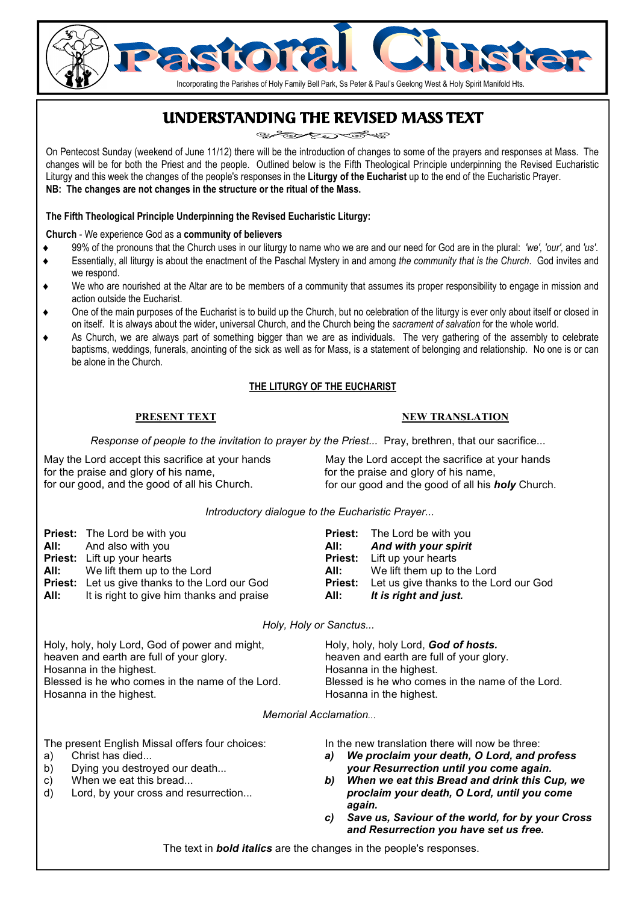# Pastoral Cluster

Incorporating the Parishes of Holy Family Bell Park, Ss Peter & Paul's Geelong West & Holy Spirit Manifold Hts.

## UNDERSTANDING THE REVISED MASS TEXT

On Pentecost Sunday (weekend of June 11/12) there will be the introduction of changes to some of the prayers and responses at Mass. The changes will be for both the Priest and the people. Outlined below is the Fifth Theological Principle underpinning the Revised Eucharistic Liturgy and this week the changes of the people's responses in the **Liturgy of the Eucharist** up to the end of the Eucharistic Prayer.

**NB: The changes are not changes in the structure or the ritual of the Mass.**

**The Fifth Theological Principle Underpinning the Revised Eucharistic Liturgy:**

**Church** - We experience God as a **community of believers**

- 99% of the pronouns that the Church uses in our liturgy to name who we are and our need for God are in the plural: *'we', 'our',* and *'us'.*
- Essentially, all liturgy is about the enactment of the Paschal Mystery in and among *the community that is the Church.* God invites and we respond.
- We who are nourished at the Altar are to be members of a community that assumes its proper responsibility to engage in mission and action outside the Eucharist.
- One of the main purposes of the Eucharist is to build up the Church, but no celebration of the liturgy is ever only about itself or closed in on itself. It is always about the wider, universal Church, and the Church being the *sacrament of salvation* for the whole world.
- As Church, we are always part of something bigger than we are as individuals. The very gathering of the assembly to celebrate baptisms, weddings, funerals, anointing of the sick as well as for Mass, is a statement of belonging and relationship. No one is or can be alone in the Church.

### THE LITURGY OF THE EUCHARIST

**PRESENT TEXT** | **NEW TRANSLATION**

*Response of people to the invitation to prayer by the Priest...* Pray, brethren, that our sacrifice...

| PRESENT TEXT | NEW TRANSLATION |
|---|---|
| May the Lord accept this sacrifice at your hands<br>for the praise and glory of his name,<br>for our good, and the good of all his Church. | May the Lord accept the sacrifice at your hands<br>for the praise and glory of his name,<br>for our good and the good of all his ***holy*** Church. |

*Introductory dialogue to the Eucharistic Prayer...*

| PRESENT TEXT | NEW TRANSLATION |
|---|---|
| **Priest:** The Lord be with you | **Priest:** The Lord be with you |
| **All:** And also with you | **All:** ***And with your spirit*** |
| **Priest:** Lift up your hearts | **Priest:** Lift up your hearts |
| **All:** We lift them up to the Lord | **All:** We lift them up to the Lord |
| **Priest:** Let us give thanks to the Lord our God | **Priest:** Let us give thanks to the Lord our God |
| **All:** It is right to give him thanks and praise | **All:** ***It is right and just.*** |

*Holy, Holy or Sanctus...*

| PRESENT TEXT | NEW TRANSLATION |
|---|---|
| Holy, holy, holy Lord, God of power and might,<br>heaven and earth are full of your glory.<br>Hosanna in the highest.<br>Blessed is he who comes in the name of the Lord.<br>Hosanna in the highest. | Holy, holy, holy Lord, ***God of hosts.***<br>heaven and earth are full of your glory.<br>Hosanna in the highest.<br>Blessed is he who comes in the name of the Lord.<br>Hosanna in the highest. |

*Memorial Acclamation...*

| PRESENT TEXT | NEW TRANSLATION |
|---|---|
| The present English Missal offers four choices:<br>a) Christ has died...<br>b) Dying you destroyed our death...<br>c) When we eat this bread...<br>d) Lord, by your cross and resurrection... | In the new translation there will now be three:<br>***a) We proclaim your death, O Lord, and profess your Resurrection until you come again.***<br>***b) When we eat this Bread and drink this Cup, we proclaim your death, O Lord, until you come again.***<br>***c) Save us, Saviour of the world, for by your Cross and Resurrection you have set us free.*** |

The text in ***bold italics*** are the changes in the people's responses.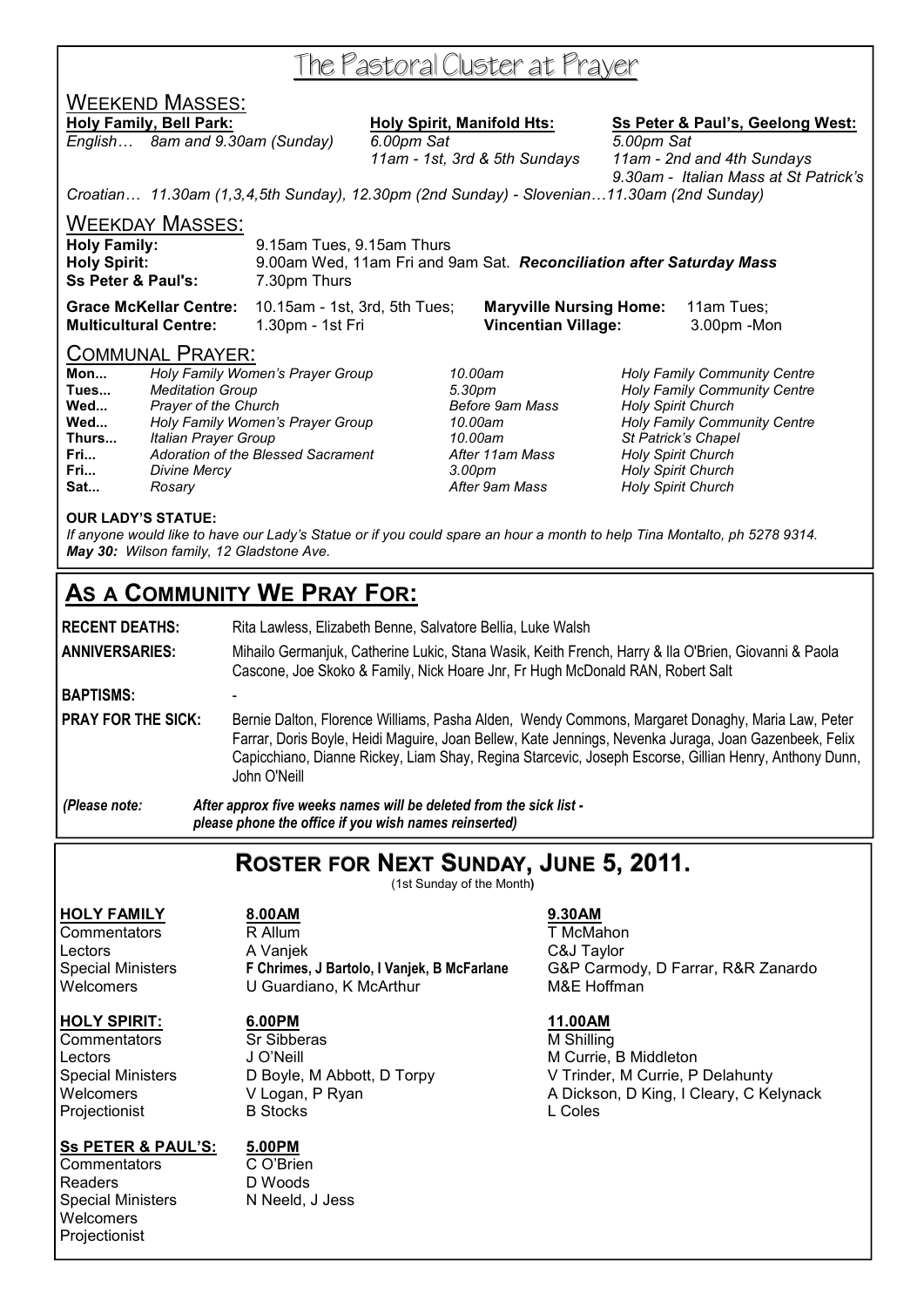# The Pastoral Cluster at Prayer

## WEEKEND MASSES:

**Holy Family, Bell Park:**
*English… 8am and 9.30am (Sunday)*

**Holy Spirit, Manifold Hts:**
*6.00pm Sat*
*11am - 1st, 3rd & 5th Sundays*

**Ss Peter & Paul's, Geelong West:**
*5.00pm Sat*
*11am - 2nd and 4th Sundays*
*9.30am - Italian Mass at St Patrick's*

*Croatian… 11.30am (1,3,4,5th Sunday), 12.30pm (2nd Sunday) - Slovenian…11.30am (2nd Sunday)*

## WEEKDAY MASSES:

**Holy Family:** 9.15am Tues, 9.15am Thurs
**Holy Spirit:** 9.00am Wed, 11am Fri and 9am Sat. ***Reconciliation after Saturday Mass***
**Ss Peter & Paul's:** 7.30pm Thurs

**Grace McKellar Centre:** 10.15am - 1st, 3rd, 5th Tues; **Maryville Nursing Home:** 11am Tues;
**Multicultural Centre:** 1.30pm - 1st Fri **Vincentian Village:** 3.00pm -Mon

## COMMUNAL PRAYER:

| | | | |
|---|---|---|---|
| **Mon...** | *Holy Family Women's Prayer Group* | *10.00am* | *Holy Family Community Centre* |
| **Tues...** | *Meditation Group* | *5.30pm* | *Holy Family Community Centre* |
| **Wed...** | *Prayer of the Church* | *Before 9am Mass* | *Holy Spirit Church* |
| **Wed...** | *Holy Family Women's Prayer Group* | *10.00am* | *Holy Family Community Centre* |
| **Thurs...** | *Italian Prayer Group* | *10.00am* | *St Patrick's Chapel* |
| **Fri...** | *Adoration of the Blessed Sacrament* | *After 11am Mass* | *Holy Spirit Church* |
| **Fri...** | *Divine Mercy* | *3.00pm* | *Holy Spirit Church* |
| **Sat...** | *Rosary* | *After 9am Mass* | *Holy Spirit Church* |

**OUR LADY'S STATUE:**
*If anyone would like to have our Lady's Statue or if you could spare an hour a month to help Tina Montalto, ph 5278 9314.*
***May 30:** Wilson family, 12 Gladstone Ave.*

# AS A COMMUNITY WE PRAY FOR:

**RECENT DEATHS:** Rita Lawless, Elizabeth Benne, Salvatore Bellia, Luke Walsh

**ANNIVERSARIES:** Mihailo Germanjuk, Catherine Lukic, Stana Wasik, Keith French, Harry & Ila O'Brien, Giovanni & Paola Cascone, Joe Skoko & Family, Nick Hoare Jnr, Fr Hugh McDonald RAN, Robert Salt

**BAPTISMS:** -

**PRAY FOR THE SICK:** Bernie Dalton, Florence Williams, Pasha Alden, Wendy Commons, Margaret Donaghy, Maria Law, Peter Farrar, Doris Boyle, Heidi Maguire, Joan Bellew, Kate Jennings, Nevenka Juraga, Joan Gazenbeek, Felix Capicchiano, Dianne Rickey, Liam Shay, Regina Starcevic, Joseph Escorse, Gillian Henry, Anthony Dunn, John O'Neill

*(Please note:* ***After approx five weeks names will be deleted from the sick list - please phone the office if you wish names reinserted)***

# ROSTER FOR NEXT SUNDAY, JUNE 5, 2011.

(1st Sunday of the Month**)**

| **HOLY FAMILY** | **8.00AM** | **9.30AM** |
|---|---|---|
| Commentators | R Allum | T McMahon |
| Lectors | A Vanjek | C&J Taylor |
| Special Ministers | **F Chrimes, J Bartolo, I Vanjek, B McFarlane** | G&P Carmody, D Farrar, R&R Zanardo |
| Welcomers | U Guardiano, K McArthur | M&E Hoffman |

| **HOLY SPIRIT:** | **6.00PM** | **11.00AM** |
|---|---|---|
| Commentators | Sr Sibberas | M Shilling |
| Lectors | J O'Neill | M Currie, B Middleton |
| Special Ministers | D Boyle, M Abbott, D Torpy | V Trinder, M Currie, P Delahunty |
| Welcomers | V Logan, P Ryan | A Dickson, D King, I Cleary, C Kelynack |
| Projectionist | B Stocks | L Coles |

| **Ss PETER & PAUL'S:** | **5.00PM** |
|---|---|
| Commentators | C O'Brien |
| Readers | D Woods |
| Special Ministers | N Neeld, J Jess |
| Welcomers | |
| Projectionist | |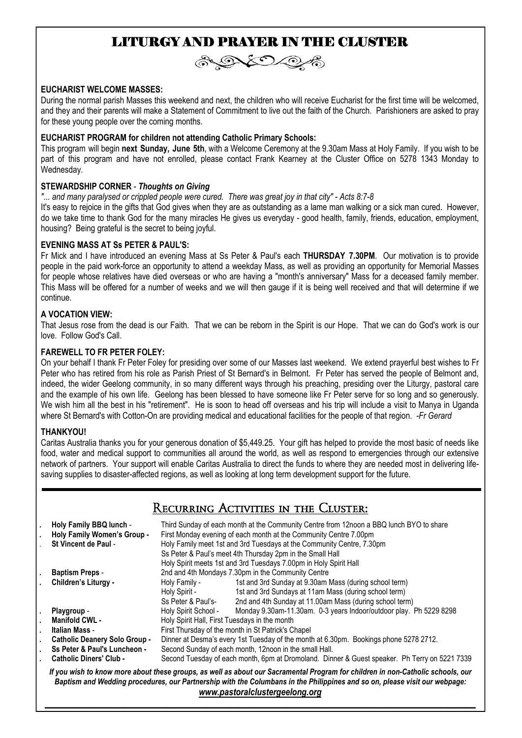# LITURGY AND PRAYER IN THE CLUSTER

**EUCHARIST WELCOME MASSES:**

During the normal parish Masses this weekend and next, the children who will receive Eucharist for the first time will be welcomed, and they and their parents will make a Statement of Commitment to live out the faith of the Church. Parishioners are asked to pray for these young people over the coming months.

**EUCHARIST PROGRAM for children not attending Catholic Primary Schools:**

This program will begin **next Sunday, June 5th**, with a Welcome Ceremony at the 9.30am Mass at Holy Family. If you wish to be part of this program and have not enrolled, please contact Frank Kearney at the Cluster Office on 5278 1343 Monday to Wednesday.

**STEWARDSHIP CORNER** - ***Thoughts on Giving***

*"... and many paralysed or crippled people were cured. There was great joy in that city" - Acts 8:7-8*

It's easy to rejoice in the gifts that God gives when they are as outstanding as a lame man walking or a sick man cured. However, do we take time to thank God for the many miracles He gives us everyday - good health, family, friends, education, employment, housing? Being grateful is the secret to being joyful.

**EVENING MASS AT Ss PETER & PAUL'S:**

Fr Mick and I have introduced an evening Mass at Ss Peter & Paul's each **THURSDAY 7.30PM**. Our motivation is to provide people in the paid work-force an opportunity to attend a weekday Mass, as well as providing an opportunity for Memorial Masses for people whose relatives have died overseas or who are having a "month's anniversary" Mass for a deceased family member. This Mass will be offered for a number of weeks and we will then gauge if it is being well received and that will determine if we continue.

**A VOCATION VIEW:**

That Jesus rose from the dead is our Faith. That we can be reborn in the Spirit is our Hope. That we can do God's work is our love. Follow God's Call.

**FAREWELL TO FR PETER FOLEY:**

On your behalf I thank Fr Peter Foley for presiding over some of our Masses last weekend. We extend prayerful best wishes to Fr Peter who has retired from his role as Parish Priest of St Bernard's in Belmont. Fr Peter has served the people of Belmont and, indeed, the wider Geelong community, in so many different ways through his preaching, presiding over the Liturgy, pastoral care and the example of his own life. Geelong has been blessed to have someone like Fr Peter serve for so long and so generously. We wish him all the best in his "retirement". He is soon to head off overseas and his trip will include a visit to Manya in Uganda where St Bernard's with Cotton-On are providing medical and educational facilities for the people of that region. *-Fr Gerard*

**THANKYOU!**

Caritas Australia thanks you for your generous donation of $5,449.25. Your gift has helped to provide the most basic of needs like food, water and medical support to communities all around the world, as well as respond to emergencies through our extensive network of partners. Your support will enable Caritas Australia to direct the funds to where they are needed most in delivering life-saving supplies to disaster-affected regions, as well as looking at long term development support for the future.

## Recurring Activities in the Cluster:

- **Holy Family BBQ lunch** - Third Sunday of each month at the Community Centre from 12noon a BBQ lunch BYO to share
- **Holy Family Women's Group** - First Monday evening of each month at the Community Centre 7.00pm
- **St Vincent de Paul** - Holy Family meet 1st and 3rd Tuesdays at the Community Centre, 7.30pm
  Ss Peter & Paul's meet 4th Thursday 2pm in the Small Hall
  Holy Spirit meets 1st and 3rd Tuesdays 7.00pm in Holy Spirit Hall
- **Baptism Preps** - 2nd and 4th Mondays 7.30pm in the Community Centre
- **Children's Liturgy** -
  Holy Family - 1st and 3rd Sunday at 9.30am Mass (during school term)
  Holy Spirit - 1st and 3rd Sundays at 11am Mass (during school term)
  Ss Peter & Paul's- 2nd and 4th Sunday at 11.00am Mass (during school term)
- **Playgroup** - Holy Spirit School - Monday 9.30am-11.30am. 0-3 years Indoor/outdoor play. Ph 5229 8298
- **Manifold CWL** - Holy Spirit Hall, First Tuesdays in the month
- **Italian Mass** - First Thursday of the month in St Patrick's Chapel
- **Catholic Deanery Solo Group** - Dinner at Desma's every 1st Tuesday of the month at 6.30pm. Bookings phone 5278 2712.
- **Ss Peter & Paul's Luncheon** - Second Sunday of each month, 12noon in the small Hall.
- **Catholic Diners' Club** - Second Tuesday of each month, 6pm at Dromoland. Dinner & Guest speaker. Ph Terry on 5221 7339

***If you wish to know more about these groups, as well as about our Sacramental Program for children in non-Catholic schools, our Baptism and Wedding procedures, our Partnership with the Columbans in the Philippines and so on, please visit our webpage:***

***www.pastoralclustergeelong.org***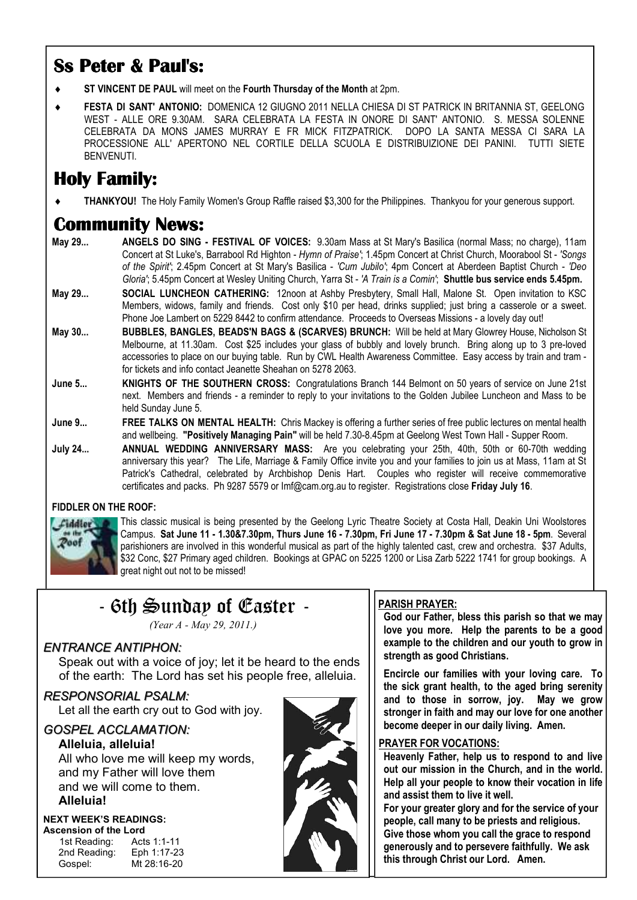## Ss Peter & Paul's:

- **ST VINCENT DE PAUL** will meet on the **Fourth Thursday of the Month** at 2pm.
- **FESTA DI SANT' ANTONIO:** DOMENICA 12 GIUGNO 2011 NELLA CHIESA DI ST PATRICK IN BRITANNIA ST, GEELONG WEST - ALLE ORE 9.30AM. SARA CELEBRATA LA FESTA IN ONORE DI SANT' ANTONIO. S. MESSA SOLENNE CELEBRATA DA MONS JAMES MURRAY E FR MICK FITZPATRICK. DOPO LA SANTA MESSA CI SARA LA PROCESSIONE ALL' APERTONO NEL CORTILE DELLA SCUOLA E DISTRIBUIZIONE DEI PANINI. TUTTI SIETE BENVENUTI.

## Holy Family:

- **THANKYOU!** The Holy Family Women's Group Raffle raised $3,300 for the Philippines. Thankyou for your generous support.

## Community News:

**May 29...** **ANGELS DO SING - FESTIVAL OF VOICES:** 9.30am Mass at St Mary's Basilica (normal Mass; no charge), 11am Concert at St Luke's, Barrabool Rd Highton - *Hymn of Praise'*; 1.45pm Concert at Christ Church, Moorabool St - *'Songs of the Spirit'*; 2.45pm Concert at St Mary's Basilica - *'Cum Jubilo'*; 4pm Concert at Aberdeen Baptist Church - *'Deo Gloria'*; 5.45pm Concert at Wesley Uniting Church, Yarra St - *'A Train is a Comin'*; **Shuttle bus service ends 5.45pm.**

**May 29...** **SOCIAL LUNCHEON CATHERING:** 12noon at Ashby Presbytery, Small Hall, Malone St. Open invitation to KSC Members, widows, family and friends. Cost only $10 per head, drinks supplied; just bring a casserole or a sweet. Phone Joe Lambert on 5229 8442 to confirm attendance. Proceeds to Overseas Missions - a lovely day out!

**May 30...** **BUBBLES, BANGLES, BEADS'N BAGS & (SCARVES) BRUNCH:** Will be held at Mary Glowrey House, Nicholson St Melbourne, at 11.30am. Cost $25 includes your glass of bubbly and lovely brunch. Bring along up to 3 pre-loved accessories to place on our buying table. Run by CWL Health Awareness Committee. Easy access by train and tram - for tickets and info contact Jeanette Sheahan on 5278 2063.

**June 5...** **KNIGHTS OF THE SOUTHERN CROSS:** Congratulations Branch 144 Belmont on 50 years of service on June 21st next. Members and friends - a reminder to reply to your invitations to the Golden Jubilee Luncheon and Mass to be held Sunday June 5.

**June 9...** **FREE TALKS ON MENTAL HEALTH:** Chris Mackey is offering a further series of free public lectures on mental health and wellbeing. **"Positively Managing Pain"** will be held 7.30-8.45pm at Geelong West Town Hall - Supper Room.

**July 24...** **ANNUAL WEDDING ANNIVERSARY MASS:** Are you celebrating your 25th, 40th, 50th or 60-70th wedding anniversary this year? The Life, Marriage & Family Office invite you and your families to join us at Mass, 11am at St Patrick's Cathedral, celebrated by Archbishop Denis Hart. Couples who register will receive commemorative certificates and packs. Ph 9287 5579 or lmf@cam.org.au to register. Registrations close **Friday July 16**.

**FIDDLER ON THE ROOF:**

This classic musical is being presented by the Geelong Lyric Theatre Society at Costa Hall, Deakin Uni Woolstores Campus. **Sat June 11 - 1.30&7.30pm, Thurs June 16 - 7.30pm, Fri June 17 - 7.30pm & Sat June 18 - 5pm**. Several parishioners are involved in this wonderful musical as part of the highly talented cast, crew and orchestra. $37 Adults, $32 Conc, $27 Primary aged children. Bookings at GPAC on 5225 1200 or Lisa Zarb 5222 1741 for group bookings. A great night out not to be missed!

# - 6th Sunday of Easter -

*(Year A - May 29, 2011.)*

### *ENTRANCE ANTIPHON:*

Speak out with a voice of joy; let it be heard to the ends of the earth: The Lord has set his people free, alleluia.

### *RESPONSORIAL PSALM:*

Let all the earth cry out to God with joy.

### *GOSPEL ACCLAMATION:*

**Alleluia, alleluia!**
All who love me will keep my words,
and my Father will love them
and we will come to them.
**Alleluia!**

**NEXT WEEK'S READINGS:**
**Ascension of the Lord**

| | |
|---|---|
| 1st Reading: | Acts 1:1-11 |
| 2nd Reading: | Eph 1:17-23 |
| Gospel: | Mt 28:16-20 |

**PARISH PRAYER:**

**God our Father, bless this parish so that we may love you more. Help the parents to be a good example to the children and our youth to grow in strength as good Christians.**

**Encircle our families with your loving care. To the sick grant health, to the aged bring serenity and to those in sorrow, joy. May we grow stronger in faith and may our love for one another become deeper in our daily living. Amen.**

**PRAYER FOR VOCATIONS:**

**Heavenly Father, help us to respond to and live out our mission in the Church, and in the world. Help all your people to know their vocation in life and assist them to live it well.**
**For your greater glory and for the service of your people, call many to be priests and religious.**
**Give those whom you call the grace to respond generously and to persevere faithfully. We ask this through Christ our Lord. Amen.**